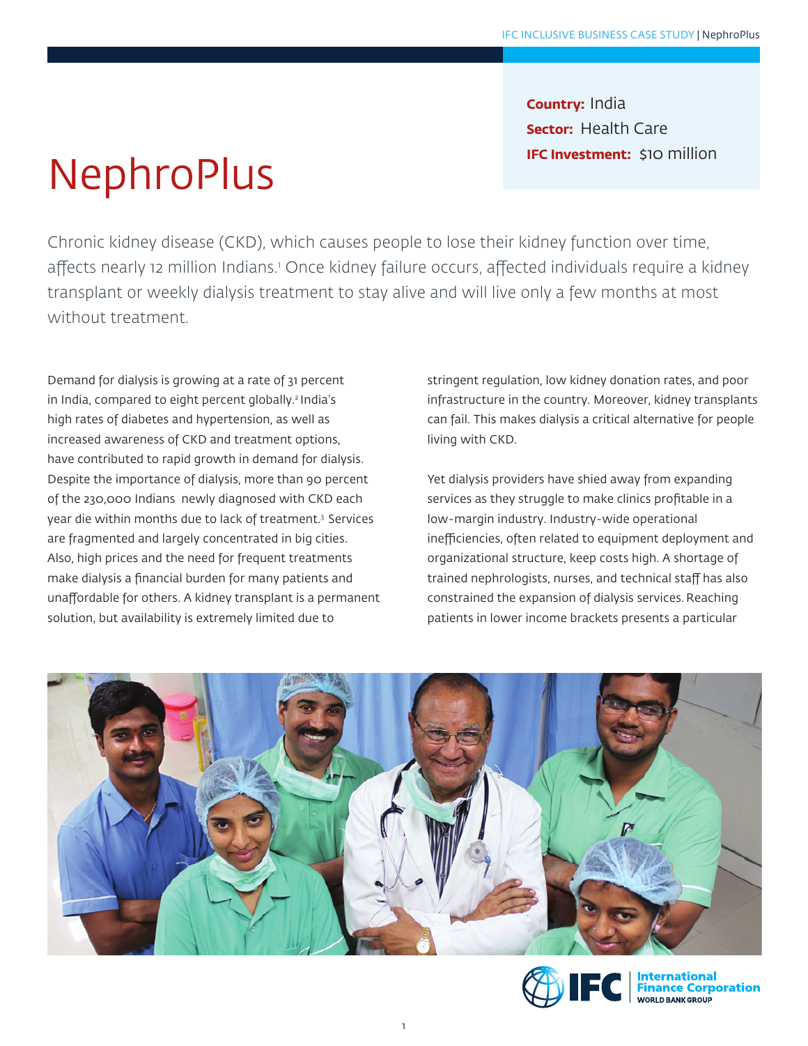**Country:** India
**Sector:** Health Care
**IFC Investment:** $10 million

# NephroPlus

Chronic kidney disease (CKD), which causes people to lose their kidney function over time, affects nearly 12 million Indians.[1] Once kidney failure occurs, affected individuals require a kidney transplant or weekly dialysis treatment to stay alive and will live only a few months at most without treatment.

Demand for dialysis is growing at a rate of 31 percent in India, compared to eight percent globally.[2] India's high rates of diabetes and hypertension, as well as increased awareness of CKD and treatment options, have contributed to rapid growth in demand for dialysis. Despite the importance of dialysis, more than 90 percent of the 230,000 Indians newly diagnosed with CKD each year die within months due to lack of treatment.[3] Services are fragmented and largely concentrated in big cities. Also, high prices and the need for frequent treatments make dialysis a financial burden for many patients and unaffordable for others. A kidney transplant is a permanent solution, but availability is extremely limited due to stringent regulation, low kidney donation rates, and poor infrastructure in the country. Moreover, kidney transplants can fail. This makes dialysis a critical alternative for people living with CKD.

Yet dialysis providers have shied away from expanding services as they struggle to make clinics profitable in a low-margin industry. Industry-wide operational inefficiencies, often related to equipment deployment and organizational structure, keep costs high. A shortage of trained nephrologists, nurses, and technical staff has also constrained the expansion of dialysis services. Reaching patients in lower income brackets presents a particular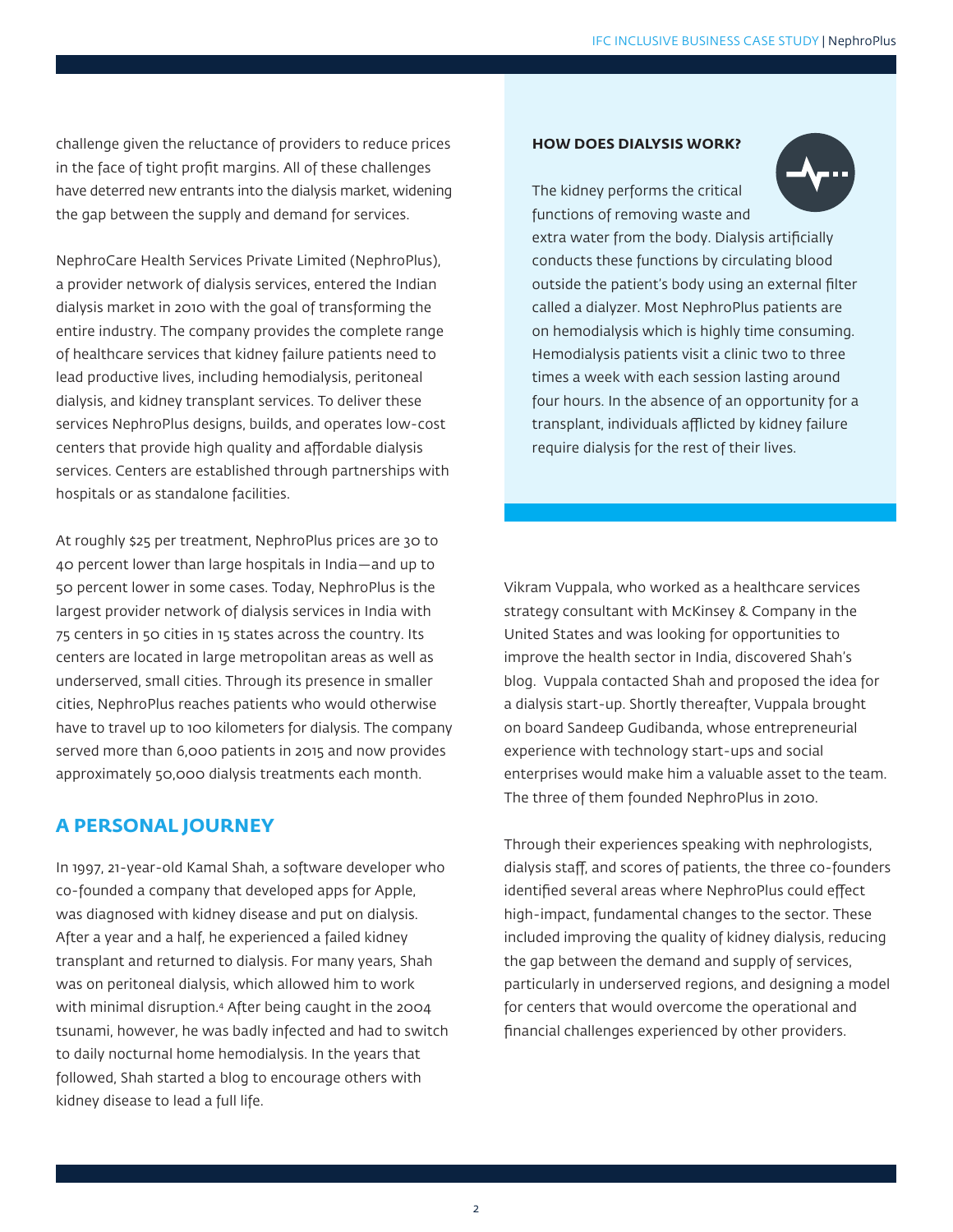challenge given the reluctance of providers to reduce prices in the face of tight profit margins. All of these challenges have deterred new entrants into the dialysis market, widening the gap between the supply and demand for services.

NephroCare Health Services Private Limited (NephroPlus), a provider network of dialysis services, entered the Indian dialysis market in 2010 with the goal of transforming the entire industry. The company provides the complete range of healthcare services that kidney failure patients need to lead productive lives, including hemodialysis, peritoneal dialysis, and kidney transplant services. To deliver these services NephroPlus designs, builds, and operates low-cost centers that provide high quality and affordable dialysis services. Centers are established through partnerships with hospitals or as standalone facilities.

At roughly $25 per treatment, NephroPlus prices are 30 to 40 percent lower than large hospitals in India—and up to 50 percent lower in some cases. Today, NephroPlus is the largest provider network of dialysis services in India with 75 centers in 50 cities in 15 states across the country. Its centers are located in large metropolitan areas as well as underserved, small cities. Through its presence in smaller cities, NephroPlus reaches patients who would otherwise have to travel up to 100 kilometers for dialysis. The company served more than 6,000 patients in 2015 and now provides approximately 50,000 dialysis treatments each month.

## A PERSONAL JOURNEY

In 1997, 21-year-old Kamal Shah, a software developer who co-founded a company that developed apps for Apple, was diagnosed with kidney disease and put on dialysis. After a year and a half, he experienced a failed kidney transplant and returned to dialysis. For many years, Shah was on peritoneal dialysis, which allowed him to work with minimal disruption.[4] After being caught in the 2004 tsunami, however, he was badly infected and had to switch to daily nocturnal home hemodialysis. In the years that followed, Shah started a blog to encourage others with kidney disease to lead a full life.

**HOW DOES DIALYSIS WORK?**

The kidney performs the critical functions of removing waste and extra water from the body. Dialysis artificially conducts these functions by circulating blood outside the patient's body using an external filter called a dialyzer. Most NephroPlus patients are on hemodialysis which is highly time consuming. Hemodialysis patients visit a clinic two to three times a week with each session lasting around four hours. In the absence of an opportunity for a transplant, individuals afflicted by kidney failure require dialysis for the rest of their lives.

Vikram Vuppala, who worked as a healthcare services strategy consultant with McKinsey & Company in the United States and was looking for opportunities to improve the health sector in India, discovered Shah's blog. Vuppala contacted Shah and proposed the idea for a dialysis start-up. Shortly thereafter, Vuppala brought on board Sandeep Gudibanda, whose entrepreneurial experience with technology start-ups and social enterprises would make him a valuable asset to the team. The three of them founded NephroPlus in 2010.

Through their experiences speaking with nephrologists, dialysis staff, and scores of patients, the three co-founders identified several areas where NephroPlus could effect high-impact, fundamental changes to the sector. These included improving the quality of kidney dialysis, reducing the gap between the demand and supply of services, particularly in underserved regions, and designing a model for centers that would overcome the operational and financial challenges experienced by other providers.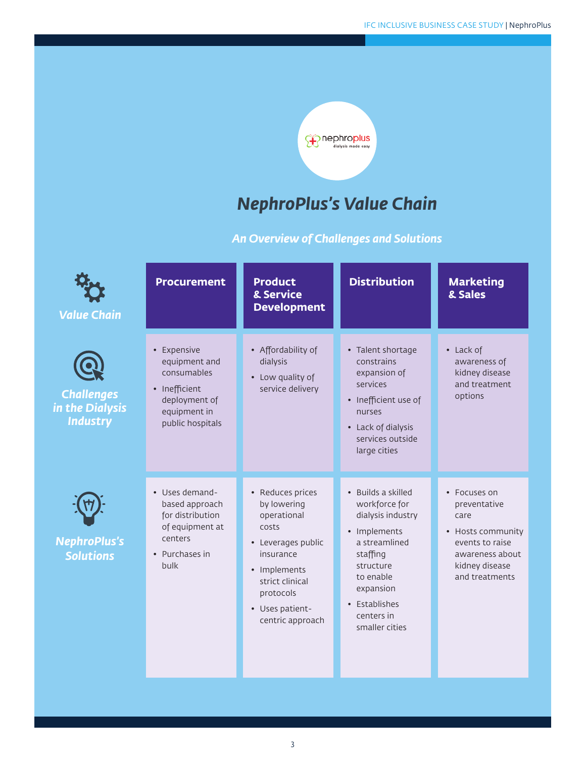# NephroPlus's Value Chain

## *An Overview of Challenges and Solutions*

| Value Chain | Procurement | Product & Service Development | Distribution | Marketing & Sales |
| --- | --- | --- | --- | --- |
| **Challenges in the Dialysis Industry** | • Expensive equipment and consumables<br>• Inefficient deployment of equipment in public hospitals | • Affordability of dialysis<br>• Low quality of service delivery | • Talent shortage constrains expansion of services<br>• Inefficient use of nurses<br>• Lack of dialysis services outside large cities | • Lack of awareness of kidney disease and treatment options |
| **NephroPlus's Solutions** | • Uses demand-based approach for distribution of equipment at centers<br>• Purchases in bulk | • Reduces prices by lowering operational costs<br>• Leverages public insurance<br>• Implements strict clinical protocols<br>• Uses patient-centric approach | • Builds a skilled workforce for dialysis industry<br>• Implements a streamlined staffing structure to enable expansion<br>• Establishes centers in smaller cities | • Focuses on preventative care<br>• Hosts community events to raise awareness about kidney disease and treatments |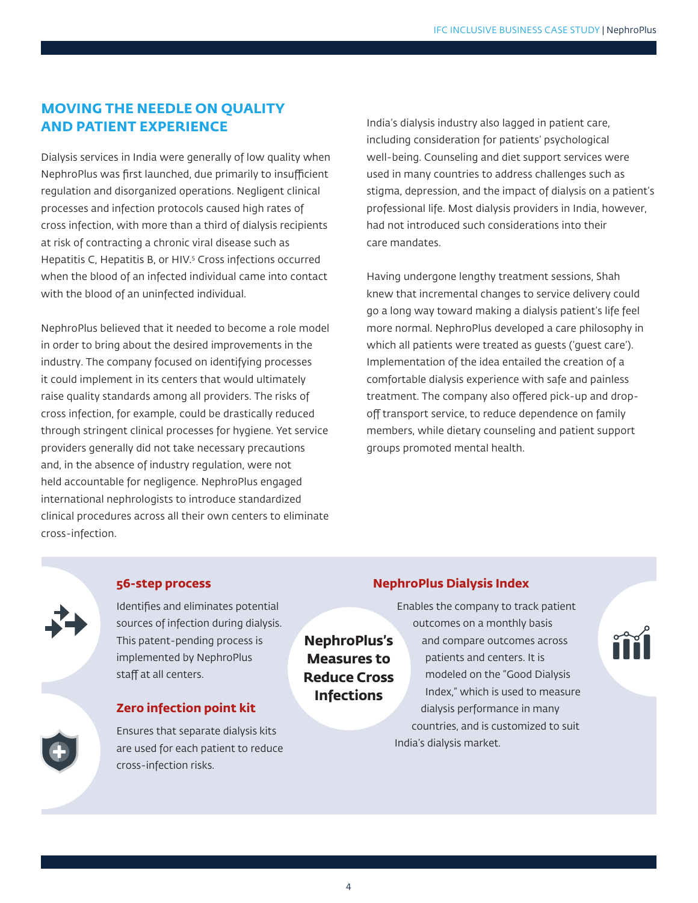## MOVING THE NEEDLE ON QUALITY AND PATIENT EXPERIENCE

Dialysis services in India were generally of low quality when NephroPlus was first launched, due primarily to insufficient regulation and disorganized operations. Negligent clinical processes and infection protocols caused high rates of cross infection, with more than a third of dialysis recipients at risk of contracting a chronic viral disease such as Hepatitis C, Hepatitis B, or HIV.[5] Cross infections occurred when the blood of an infected individual came into contact with the blood of an uninfected individual.

NephroPlus believed that it needed to become a role model in order to bring about the desired improvements in the industry. The company focused on identifying processes it could implement in its centers that would ultimately raise quality standards among all providers. The risks of cross infection, for example, could be drastically reduced through stringent clinical processes for hygiene. Yet service providers generally did not take necessary precautions and, in the absence of industry regulation, were not held accountable for negligence. NephroPlus engaged international nephrologists to introduce standardized clinical procedures across all their own centers to eliminate cross-infection.

India's dialysis industry also lagged in patient care, including consideration for patients' psychological well-being. Counseling and diet support services were used in many countries to address challenges such as stigma, depression, and the impact of dialysis on a patient's professional life. Most dialysis providers in India, however, had not introduced such considerations into their care mandates.

Having undergone lengthy treatment sessions, Shah knew that incremental changes to service delivery could go a long way toward making a dialysis patient's life feel more normal. NephroPlus developed a care philosophy in which all patients were treated as guests ('guest care'). Implementation of the idea entailed the creation of a comfortable dialysis experience with safe and painless treatment. The company also offered pick-up and drop-off transport service, to reduce dependence on family members, while dietary counseling and patient support groups promoted mental health.

### NephroPlus's Measures to Reduce Cross Infections

**56-step process**

Identifies and eliminates potential sources of infection during dialysis. This patent-pending process is implemented by NephroPlus staff at all centers.

**Zero infection point kit**

Ensures that separate dialysis kits are used for each patient to reduce cross-infection risks.

**NephroPlus Dialysis Index**

Enables the company to track patient outcomes on a monthly basis and compare outcomes across patients and centers. It is modeled on the "Good Dialysis Index," which is used to measure dialysis performance in many countries, and is customized to suit India's dialysis market.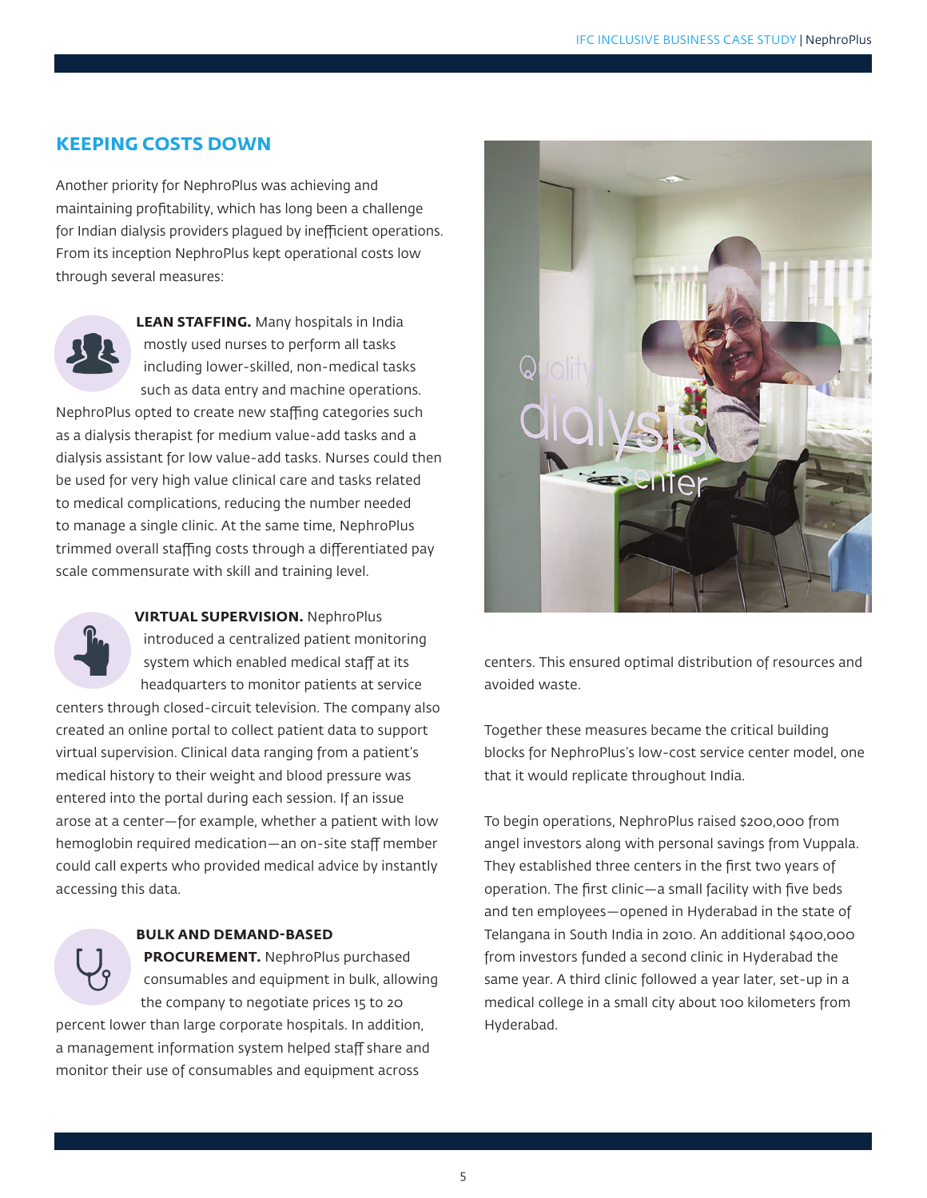## KEEPING COSTS DOWN

Another priority for NephroPlus was achieving and maintaining profitability, which has long been a challenge for Indian dialysis providers plagued by inefficient operations. From its inception NephroPlus kept operational costs low through several measures:

**LEAN STAFFING.** Many hospitals in India mostly used nurses to perform all tasks including lower-skilled, non-medical tasks such as data entry and machine operations. NephroPlus opted to create new staffing categories such as a dialysis therapist for medium value-add tasks and a dialysis assistant for low value-add tasks. Nurses could then be used for very high value clinical care and tasks related to medical complications, reducing the number needed to manage a single clinic. At the same time, NephroPlus trimmed overall staffing costs through a differentiated pay scale commensurate with skill and training level.

**VIRTUAL SUPERVISION.** NephroPlus introduced a centralized patient monitoring system which enabled medical staff at its headquarters to monitor patients at service centers through closed-circuit television. The company also created an online portal to collect patient data to support virtual supervision. Clinical data ranging from a patient's medical history to their weight and blood pressure was entered into the portal during each session. If an issue arose at a center—for example, whether a patient with low hemoglobin required medication—an on-site staff member could call experts who provided medical advice by instantly accessing this data.

**BULK AND DEMAND-BASED PROCUREMENT.** NephroPlus purchased consumables and equipment in bulk, allowing the company to negotiate prices 15 to 20 percent lower than large corporate hospitals. In addition, a management information system helped staff share and monitor their use of consumables and equipment across centers. This ensured optimal distribution of resources and avoided waste.

Together these measures became the critical building blocks for NephroPlus's low-cost service center model, one that it would replicate throughout India.

To begin operations, NephroPlus raised $200,000 from angel investors along with personal savings from Vuppala. They established three centers in the first two years of operation. The first clinic—a small facility with five beds and ten employees—opened in Hyderabad in the state of Telangana in South India in 2010. An additional $400,000 from investors funded a second clinic in Hyderabad the same year. A third clinic followed a year later, set-up in a medical college in a small city about 100 kilometers from Hyderabad.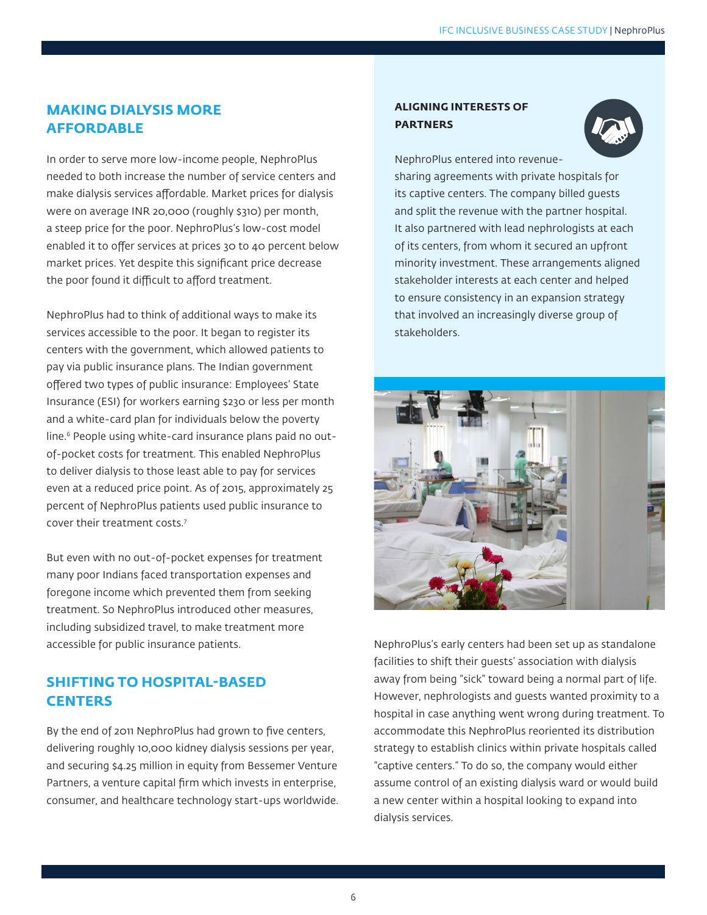## MAKING DIALYSIS MORE AFFORDABLE

In order to serve more low-income people, NephroPlus needed to both increase the number of service centers and make dialysis services affordable. Market prices for dialysis were on average INR 20,000 (roughly $310) per month, a steep price for the poor. NephroPlus's low-cost model enabled it to offer services at prices 30 to 40 percent below market prices. Yet despite this significant price decrease the poor found it difficult to afford treatment.

NephroPlus had to think of additional ways to make its services accessible to the poor. It began to register its centers with the government, which allowed patients to pay via public insurance plans. The Indian government offered two types of public insurance: Employees' State Insurance (ESI) for workers earning $230 or less per month and a white-card plan for individuals below the poverty line.[6] People using white-card insurance plans paid no out-of-pocket costs for treatment. This enabled NephroPlus to deliver dialysis to those least able to pay for services even at a reduced price point. As of 2015, approximately 25 percent of NephroPlus patients used public insurance to cover their treatment costs.[7]

But even with no out-of-pocket expenses for treatment many poor Indians faced transportation expenses and foregone income which prevented them from seeking treatment. So NephroPlus introduced other measures, including subsidized travel, to make treatment more accessible for public insurance patients.

## SHIFTING TO HOSPITAL-BASED CENTERS

By the end of 2011 NephroPlus had grown to five centers, delivering roughly 10,000 kidney dialysis sessions per year, and securing $4.25 million in equity from Bessemer Venture Partners, a venture capital firm which invests in enterprise, consumer, and healthcare technology start-ups worldwide.

NephroPlus's early centers had been set up as standalone facilities to shift their guests' association with dialysis away from being "sick" toward being a normal part of life. However, nephrologists and guests wanted proximity to a hospital in case anything went wrong during treatment. To accommodate this NephroPlus reoriented its distribution strategy to establish clinics within private hospitals called "captive centers." To do so, the company would either assume control of an existing dialysis ward or would build a new center within a hospital looking to expand into dialysis services.

### ALIGNING INTERESTS OF PARTNERS

NephroPlus entered into revenue-sharing agreements with private hospitals for its captive centers. The company billed guests and split the revenue with the partner hospital. It also partnered with lead nephrologists at each of its centers, from whom it secured an upfront minority investment. These arrangements aligned stakeholder interests at each center and helped to ensure consistency in an expansion strategy that involved an increasingly diverse group of stakeholders.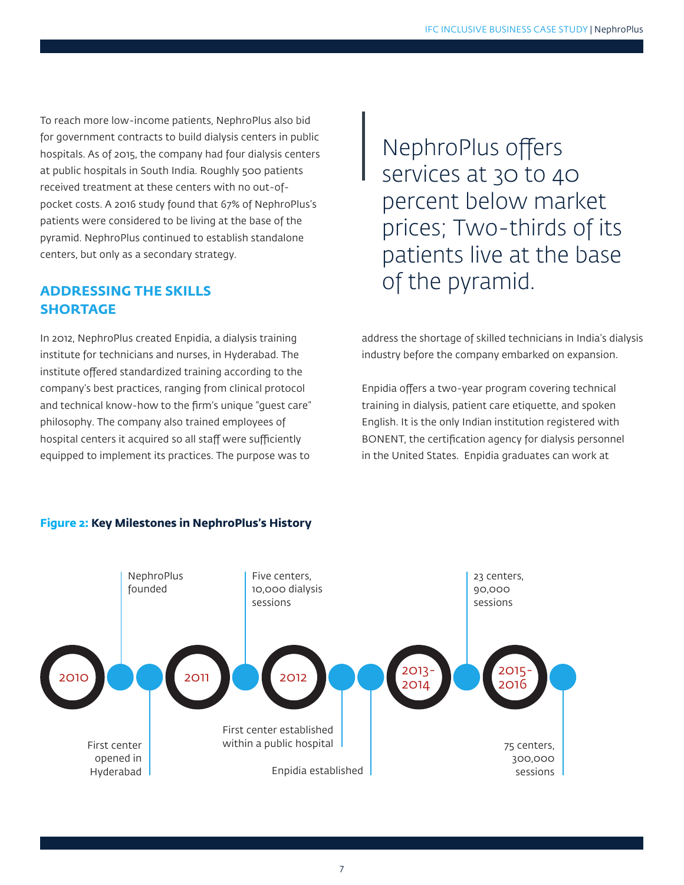To reach more low-income patients, NephroPlus also bid for government contracts to build dialysis centers in public hospitals. As of 2015, the company had four dialysis centers at public hospitals in South India. Roughly 500 patients received treatment at these centers with no out-of-pocket costs. A 2016 study found that 67% of NephroPlus's patients were considered to be living at the base of the pyramid. NephroPlus continued to establish standalone centers, but only as a secondary strategy.

> NephroPlus offers services at 30 to 40 percent below market prices; Two-thirds of its patients live at the base of the pyramid.

## ADDRESSING THE SKILLS SHORTAGE

In 2012, NephroPlus created Enpidia, a dialysis training institute for technicians and nurses, in Hyderabad. The institute offered standardized training according to the company's best practices, ranging from clinical protocol and technical know-how to the firm's unique "guest care" philosophy. The company also trained employees of hospital centers it acquired so all staff were sufficiently equipped to implement its practices. The purpose was to address the shortage of skilled technicians in India's dialysis industry before the company embarked on expansion.

Enpidia offers a two-year program covering technical training in dialysis, patient care etiquette, and spoken English. It is the only Indian institution registered with BONENT, the certification agency for dialysis personnel in the United States. Enpidia graduates can work at

**Figure 2: Key Milestones in NephroPlus's History**

- **2010**
  - NephroPlus founded
  - First center opened in Hyderabad
- **2011**
  - Five centers, 10,000 dialysis sessions
- **2012**
  - First center established within a public hospital
  - Enpidia established
- **2013-2014**
  - 23 centers, 90,000 sessions
- **2015-2016**
  - 75 centers, 300,000 sessions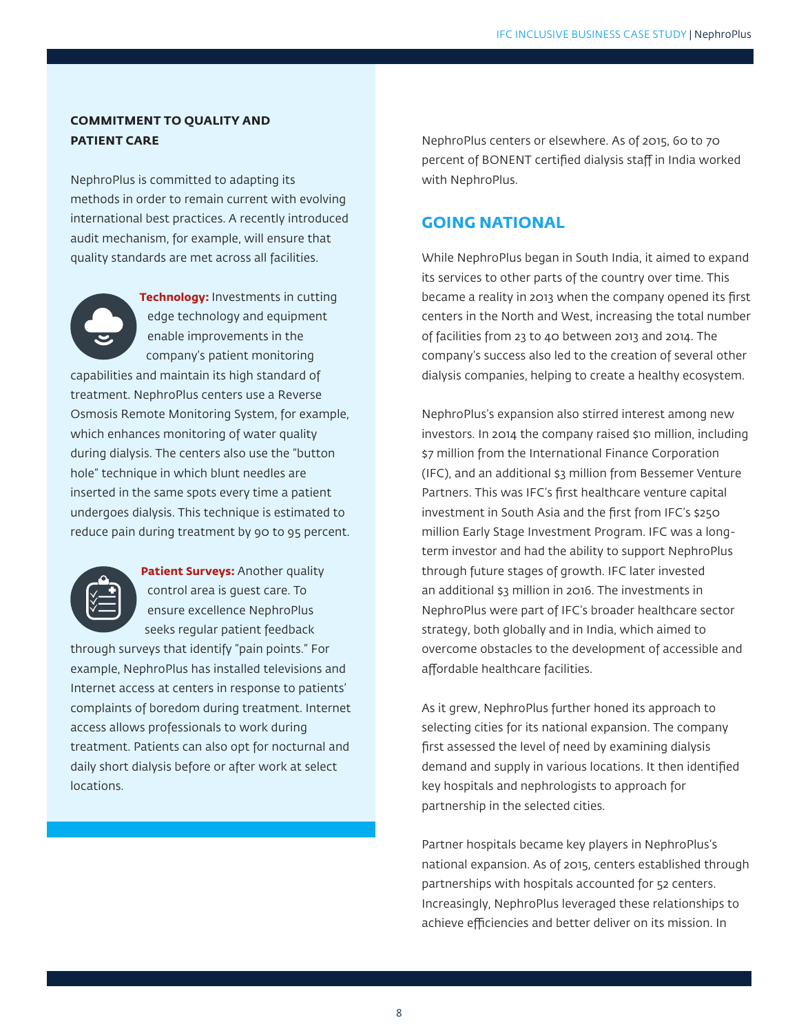### COMMITMENT TO QUALITY AND PATIENT CARE

NephroPlus is committed to adapting its methods in order to remain current with evolving international best practices. A recently introduced audit mechanism, for example, will ensure that quality standards are met across all facilities.

**Technology:** Investments in cutting edge technology and equipment enable improvements in the company's patient monitoring capabilities and maintain its high standard of treatment. NephroPlus centers use a Reverse Osmosis Remote Monitoring System, for example, which enhances monitoring of water quality during dialysis. The centers also use the "button hole" technique in which blunt needles are inserted in the same spots every time a patient undergoes dialysis. This technique is estimated to reduce pain during treatment by 90 to 95 percent.

**Patient Surveys:** Another quality control area is guest care. To ensure excellence NephroPlus seeks regular patient feedback through surveys that identify "pain points." For example, NephroPlus has installed televisions and Internet access at centers in response to patients' complaints of boredom during treatment. Internet access allows professionals to work during treatment. Patients can also opt for nocturnal and daily short dialysis before or after work at select locations.

NephroPlus centers or elsewhere. As of 2015, 60 to 70 percent of BONENT certified dialysis staff in India worked with NephroPlus.

## GOING NATIONAL

While NephroPlus began in South India, it aimed to expand its services to other parts of the country over time. This became a reality in 2013 when the company opened its first centers in the North and West, increasing the total number of facilities from 23 to 40 between 2013 and 2014. The company's success also led to the creation of several other dialysis companies, helping to create a healthy ecosystem.

NephroPlus's expansion also stirred interest among new investors. In 2014 the company raised $10 million, including $7 million from the International Finance Corporation (IFC), and an additional $3 million from Bessemer Venture Partners. This was IFC's first healthcare venture capital investment in South Asia and the first from IFC's $250 million Early Stage Investment Program. IFC was a long-term investor and had the ability to support NephroPlus through future stages of growth. IFC later invested an additional $3 million in 2016. The investments in NephroPlus were part of IFC's broader healthcare sector strategy, both globally and in India, which aimed to overcome obstacles to the development of accessible and affordable healthcare facilities.

As it grew, NephroPlus further honed its approach to selecting cities for its national expansion. The company first assessed the level of need by examining dialysis demand and supply in various locations. It then identified key hospitals and nephrologists to approach for partnership in the selected cities.

Partner hospitals became key players in NephroPlus's national expansion. As of 2015, centers established through partnerships with hospitals accounted for 52 centers. Increasingly, NephroPlus leveraged these relationships to achieve efficiencies and better deliver on its mission. In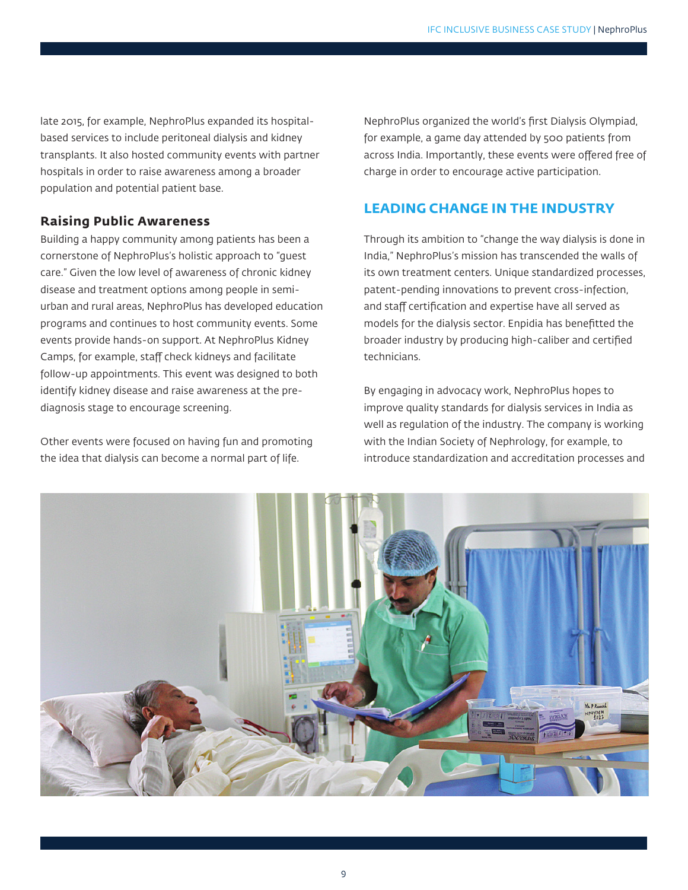late 2015, for example, NephroPlus expanded its hospital-based services to include peritoneal dialysis and kidney transplants. It also hosted community events with partner hospitals in order to raise awareness among a broader population and potential patient base.

### Raising Public Awareness

Building a happy community among patients has been a cornerstone of NephroPlus's holistic approach to "guest care." Given the low level of awareness of chronic kidney disease and treatment options among people in semi-urban and rural areas, NephroPlus has developed education programs and continues to host community events. Some events provide hands-on support. At NephroPlus Kidney Camps, for example, staff check kidneys and facilitate follow-up appointments. This event was designed to both identify kidney disease and raise awareness at the pre-diagnosis stage to encourage screening.

Other events were focused on having fun and promoting the idea that dialysis can become a normal part of life. NephroPlus organized the world's first Dialysis Olympiad, for example, a game day attended by 500 patients from across India. Importantly, these events were offered free of charge in order to encourage active participation.

## LEADING CHANGE IN THE INDUSTRY

Through its ambition to "change the way dialysis is done in India," NephroPlus's mission has transcended the walls of its own treatment centers. Unique standardized processes, patent-pending innovations to prevent cross-infection, and staff certification and expertise have all served as models for the dialysis sector. Enpidia has benefitted the broader industry by producing high-caliber and certified technicians.

By engaging in advocacy work, NephroPlus hopes to improve quality standards for dialysis services in India as well as regulation of the industry. The company is working with the Indian Society of Nephrology, for example, to introduce standardization and accreditation processes and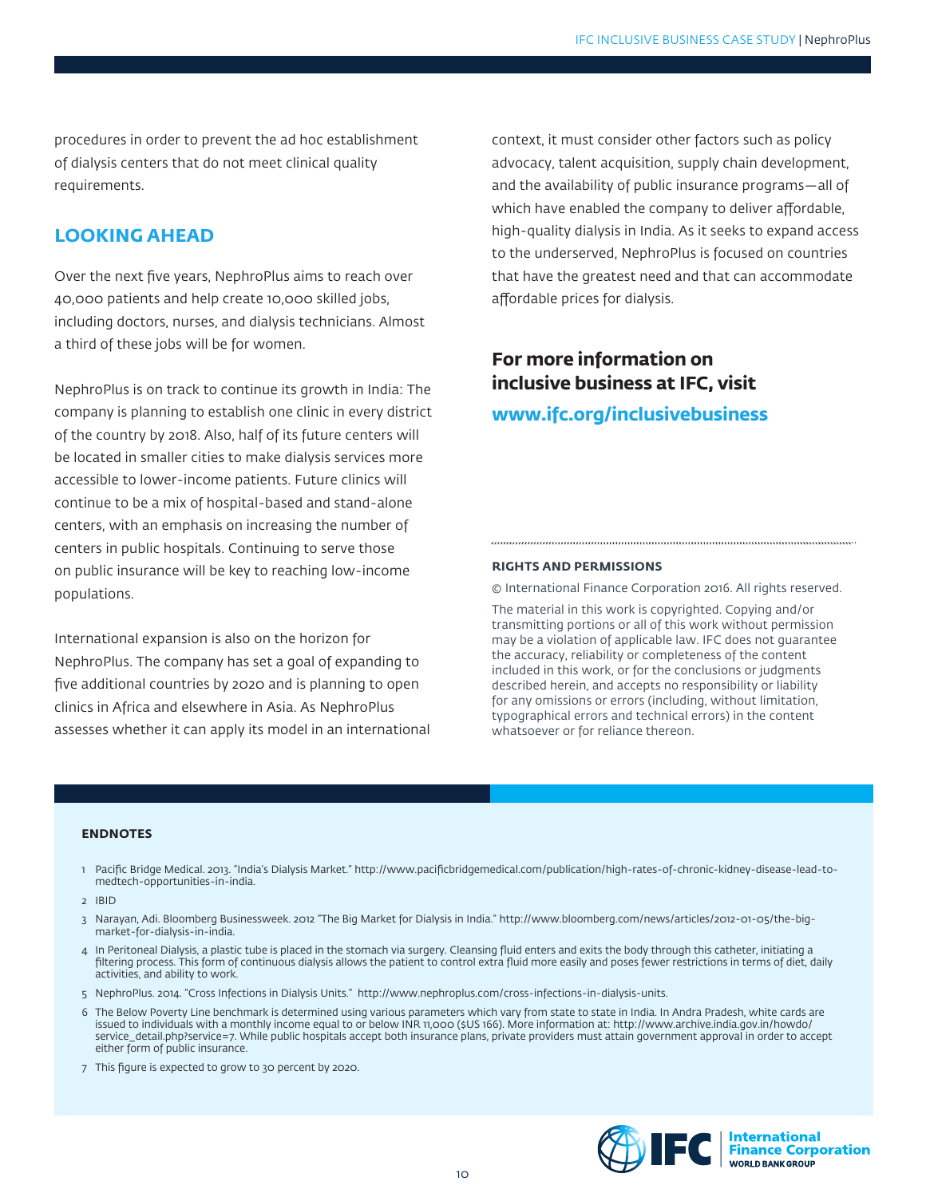procedures in order to prevent the ad hoc establishment of dialysis centers that do not meet clinical quality requirements.

## LOOKING AHEAD

Over the next five years, NephroPlus aims to reach over 40,000 patients and help create 10,000 skilled jobs, including doctors, nurses, and dialysis technicians. Almost a third of these jobs will be for women.

NephroPlus is on track to continue its growth in India: The company is planning to establish one clinic in every district of the country by 2018. Also, half of its future centers will be located in smaller cities to make dialysis services more accessible to lower-income patients. Future clinics will continue to be a mix of hospital-based and stand-alone centers, with an emphasis on increasing the number of centers in public hospitals. Continuing to serve those on public insurance will be key to reaching low-income populations.

International expansion is also on the horizon for NephroPlus. The company has set a goal of expanding to five additional countries by 2020 and is planning to open clinics in Africa and elsewhere in Asia. As NephroPlus assesses whether it can apply its model in an international context, it must consider other factors such as policy advocacy, talent acquisition, supply chain development, and the availability of public insurance programs—all of which have enabled the company to deliver affordable, high-quality dialysis in India. As it seeks to expand access to the underserved, NephroPlus is focused on countries that have the greatest need and that can accommodate affordable prices for dialysis.

### For more information on inclusive business at IFC, visit

**www.ifc.org/inclusivebusiness**

#### RIGHTS AND PERMISSIONS

© International Finance Corporation 2016. All rights reserved.

The material in this work is copyrighted. Copying and/or transmitting portions or all of this work without permission may be a violation of applicable law. IFC does not guarantee the accuracy, reliability or completeness of the content included in this work, or for the conclusions or judgments described herein, and accepts no responsibility or liability for any omissions or errors (including, without limitation, typographical errors and technical errors) in the content whatsoever or for reliance thereon.

#### ENDNOTES

1. Pacific Bridge Medical. 2013. "India's Dialysis Market." http://www.pacificbridgemedical.com/publication/high-rates-of-chronic-kidney-disease-lead-to-medtech-opportunities-in-india.
2. IBID
3. Narayan, Adi. Bloomberg Businessweek. 2012 "The Big Market for Dialysis in India." http://www.bloomberg.com/news/articles/2012-01-05/the-big-market-for-dialysis-in-india.
4. In Peritoneal Dialysis, a plastic tube is placed in the stomach via surgery. Cleansing fluid enters and exits the body through this catheter, initiating a filtering process. This form of continuous dialysis allows the patient to control extra fluid more easily and poses fewer restrictions in terms of diet, daily activities, and ability to work.
5. NephroPlus. 2014. "Cross Infections in Dialysis Units." http://www.nephroplus.com/cross-infections-in-dialysis-units.
6. The Below Poverty Line benchmark is determined using various parameters which vary from state to state in India. In Andra Pradesh, white cards are issued to individuals with a monthly income equal to or below INR 11,000 ($US 166). More information at: http://www.archive.india.gov.in/howdo/service_detail.php?service=7. While public hospitals accept both insurance plans, private providers must attain government approval in order to accept either form of public insurance.
7. This figure is expected to grow to 30 percent by 2020.